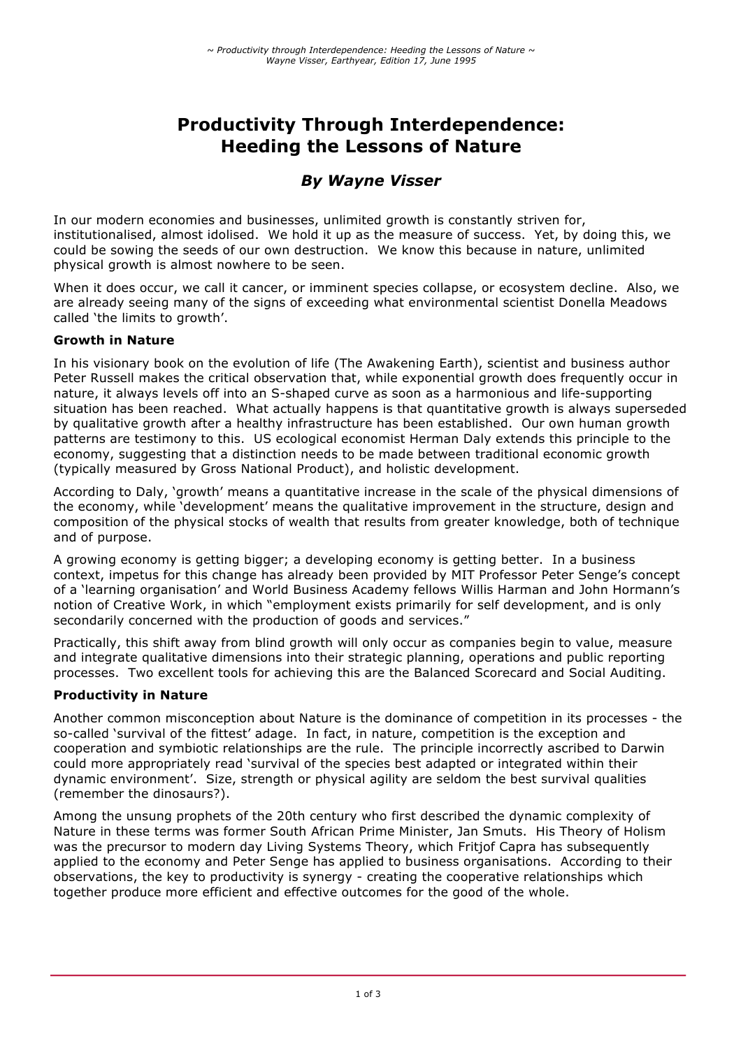# Productivity Through Interdependence: Heeding the Lessons of Nature

### *By Wayne Visser*

In our modern economies and businesses, unlimited growth is constantly striven for, institutionalised, almost idolised. We hold it up as the measure of success. Yet, by doing this, we could be sowing the seeds of our own destruction. We know this because in nature, unlimited physical growth is almost nowhere to be seen.

When it does occur, we call it cancer, or imminent species collapse, or ecosystem decline. Also, we are already seeing many of the signs of exceeding what environmental scientist Donella Meadows called 'the limits to growth'.

**Growth in Nature**

In his visionary book on the evolution of life (The Awakening Earth), scientist and business author Peter Russell makes the critical observation that, while exponential growth does frequently occur in nature, it always levels off into an S-shaped curve as soon as a harmonious and life-supporting situation has been reached. What actually happens is that quantitative growth is always superseded by qualitative growth after a healthy infrastructure has been established. Our own human growth patterns are testimony to this. US ecological economist Herman Daly extends this principle to the economy, suggesting that a distinction needs to be made between traditional economic growth (typically measured by Gross National Product), and holistic development.

According to Daly, 'growth' means a quantitative increase in the scale of the physical dimensions of the economy, while 'development' means the qualitative improvement in the structure, design and composition of the physical stocks of wealth that results from greater knowledge, both of technique and of purpose.

A growing economy is getting bigger; a developing economy is getting better. In a business context, impetus for this change has already been provided by MIT Professor Peter Senge's concept of a 'learning organisation' and World Business Academy fellows Willis Harman and John Hormann's notion of Creative Work, in which "employment exists primarily for self development, and is only secondarily concerned with the production of goods and services."

Practically, this shift away from blind growth will only occur as companies begin to value, measure and integrate qualitative dimensions into their strategic planning, operations and public reporting processes. Two excellent tools for achieving this are the Balanced Scorecard and Social Auditing.

**Productivity in Nature**

Another common misconception about Nature is the dominance of competition in its processes - the so-called 'survival of the fittest' adage. In fact, in nature, competition is the exception and cooperation and symbiotic relationships are the rule. The principle incorrectly ascribed to Darwin could more appropriately read 'survival of the species best adapted or integrated within their dynamic environment'. Size, strength or physical agility are seldom the best survival qualities (remember the dinosaurs?).

Among the unsung prophets of the 20th century who first described the dynamic complexity of Nature in these terms was former South African Prime Minister, Jan Smuts. His Theory of Holism was the precursor to modern day Living Systems Theory, which Fritjof Capra has subsequently applied to the economy and Peter Senge has applied to business organisations. According to their observations, the key to productivity is synergy - creating the cooperative relationships which together produce more efficient and effective outcomes for the good of the whole.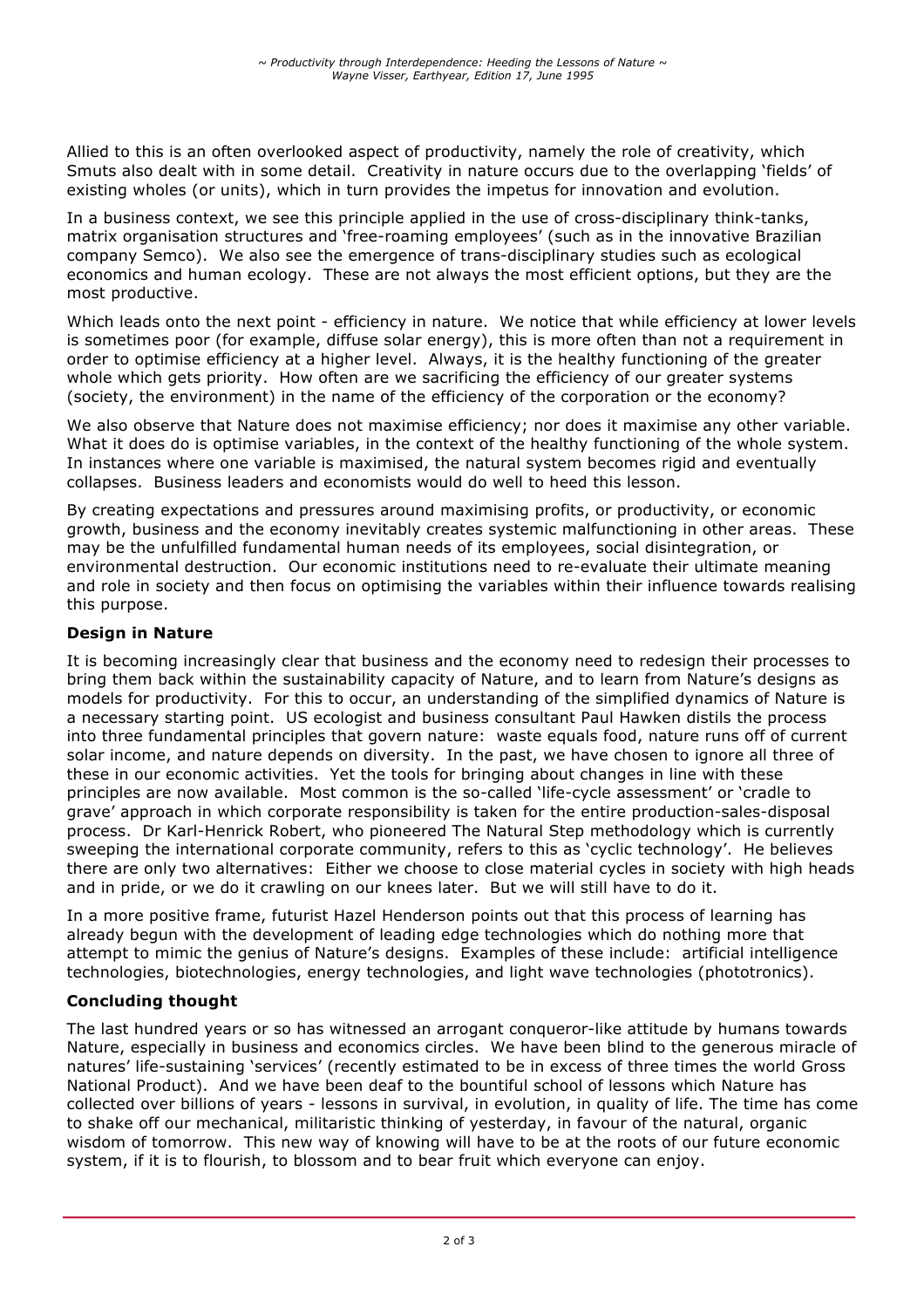Allied to this is an often overlooked aspect of productivity, namely the role of creativity, which Smuts also dealt with in some detail. Creativity in nature occurs due to the overlapping 'fields' of existing wholes (or units), which in turn provides the impetus for innovation and evolution.

In a business context, we see this principle applied in the use of cross-disciplinary think-tanks, matrix organisation structures and 'free-roaming employees' (such as in the innovative Brazilian company Semco). We also see the emergence of trans-disciplinary studies such as ecological economics and human ecology. These are not always the most efficient options, but they are the most productive.

Which leads onto the next point - efficiency in nature. We notice that while efficiency at lower levels is sometimes poor (for example, diffuse solar energy), this is more often than not a requirement in order to optimise efficiency at a higher level. Always, it is the healthy functioning of the greater whole which gets priority. How often are we sacrificing the efficiency of our greater systems (society, the environment) in the name of the efficiency of the corporation or the economy?

We also observe that Nature does not maximise efficiency; nor does it maximise any other variable. What it does do is optimise variables, in the context of the healthy functioning of the whole system. In instances where one variable is maximised, the natural system becomes rigid and eventually collapses. Business leaders and economists would do well to heed this lesson.

By creating expectations and pressures around maximising profits, or productivity, or economic growth, business and the economy inevitably creates systemic malfunctioning in other areas. These may be the unfulfilled fundamental human needs of its employees, social disintegration, or environmental destruction. Our economic institutions need to re-evaluate their ultimate meaning and role in society and then focus on optimising the variables within their influence towards realising this purpose.

## Design in Nature

It is becoming increasingly clear that business and the economy need to redesign their processes to bring them back within the sustainability capacity of Nature, and to learn from Nature's designs as models for productivity. For this to occur, an understanding of the simplified dynamics of Nature is a necessary starting point. US ecologist and business consultant Paul Hawken distils the process into three fundamental principles that govern nature: waste equals food, nature runs off of current solar income, and nature depends on diversity. In the past, we have chosen to ignore all three of these in our economic activities. Yet the tools for bringing about changes in line with these principles are now available. Most common is the so-called 'life-cycle assessment' or 'cradle to grave' approach in which corporate responsibility is taken for the entire production-sales-disposal process. Dr Karl-Henrick Robert, who pioneered The Natural Step methodology which is currently sweeping the international corporate community, refers to this as 'cyclic technology'. He believes there are only two alternatives: Either we choose to close material cycles in society with high heads and in pride, or we do it crawling on our knees later. But we will still have to do it.

In a more positive frame, futurist Hazel Henderson points out that this process of learning has already begun with the development of leading edge technologies which do nothing more that attempt to mimic the genius of Nature's designs. Examples of these include: artificial intelligence technologies, biotechnologies, energy technologies, and light wave technologies (phototronics).

## Concluding thought

The last hundred years or so has witnessed an arrogant conqueror-like attitude by humans towards Nature, especially in business and economics circles. We have been blind to the generous miracle of natures' life-sustaining 'services' (recently estimated to be in excess of three times the world Gross National Product). And we have been deaf to the bountiful school of lessons which Nature has collected over billions of years - lessons in survival, in evolution, in quality of life. The time has come to shake off our mechanical, militaristic thinking of yesterday, in favour of the natural, organic wisdom of tomorrow. This new way of knowing will have to be at the roots of our future economic system, if it is to flourish, to blossom and to bear fruit which everyone can enjoy.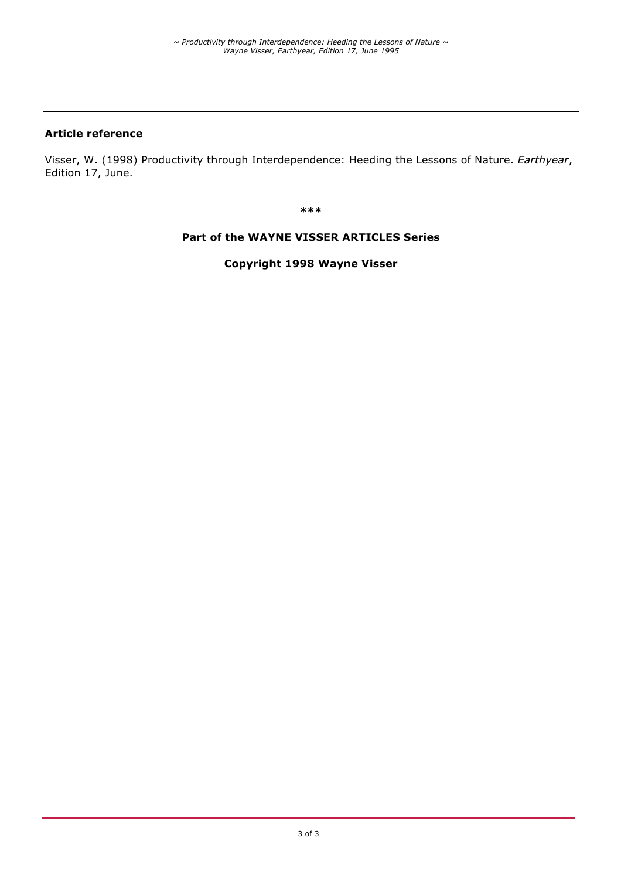## Article reference

Visser, W. (1998) Productivity through Interdependence: Heeding the Lessons of Nature. *Earthyear*, Edition 17, June.

***

**Part of the WAYNE VISSER ARTICLES Series**

**Copyright 1998 Wayne Visser**